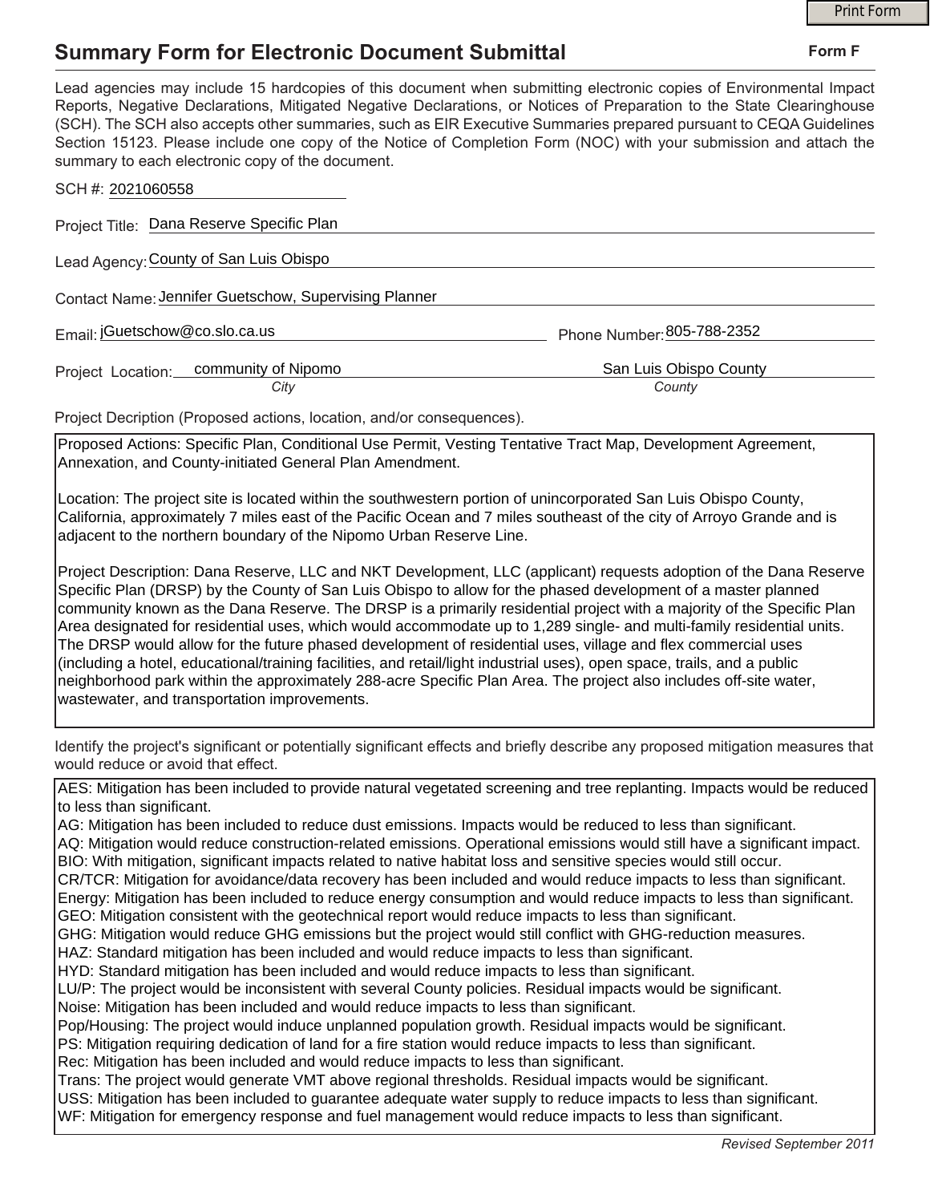# Summary Form for Electronic Document Submittal

**Form F**

Lead agencies may include 15 hardcopies of this document when submitting electronic copies of Environmental Impact Reports, Negative Declarations, Mitigated Negative Declarations, or Notices of Preparation to the State Clearinghouse (SCH). The SCH also accepts other summaries, such as EIR Executive Summaries prepared pursuant to CEQA Guidelines Section 15123. Please include one copy of the Notice of Completion Form (NOC) with your submission and attach the summary to each electronic copy of the document.

SCH #: 2021060558

Project Title: Dana Reserve Specific Plan

Lead Agency: County of San Luis Obispo

Contact Name: Jennifer Guetschow, Supervising Planner

Email: jGuetschow@co.slo.ca.us

Phone Number: 805-788-2352

Project Location: community of Nipomo (City), San Luis Obispo County (County)

Project Decription (Proposed actions, location, and/or consequences).

Proposed Actions: Specific Plan, Conditional Use Permit, Vesting Tentative Tract Map, Development Agreement, Annexation, and County-initiated General Plan Amendment.

Location: The project site is located within the southwestern portion of unincorporated San Luis Obispo County, California, approximately 7 miles east of the Pacific Ocean and 7 miles southeast of the city of Arroyo Grande and is adjacent to the northern boundary of the Nipomo Urban Reserve Line.

Project Description: Dana Reserve, LLC and NKT Development, LLC (applicant) requests adoption of the Dana Reserve Specific Plan (DRSP) by the County of San Luis Obispo to allow for the phased development of a master planned community known as the Dana Reserve. The DRSP is a primarily residential project with a majority of the Specific Plan Area designated for residential uses, which would accommodate up to 1,289 single- and multi-family residential units. The DRSP would allow for the future phased development of residential uses, village and flex commercial uses (including a hotel, educational/training facilities, and retail/light industrial uses), open space, trails, and a public neighborhood park within the approximately 288-acre Specific Plan Area. The project also includes off-site water, wastewater, and transportation improvements.

Identify the project's significant or potentially significant effects and briefly describe any proposed mitigation measures that would reduce or avoid that effect.

AES: Mitigation has been included to provide natural vegetated screening and tree replanting. Impacts would be reduced to less than significant.
AG: Mitigation has been included to reduce dust emissions. Impacts would be reduced to less than significant.
AQ: Mitigation would reduce construction-related emissions. Operational emissions would still have a significant impact.
BIO: With mitigation, significant impacts related to native habitat loss and sensitive species would still occur.
CR/TCR: Mitigation for avoidance/data recovery has been included and would reduce impacts to less than significant.
Energy: Mitigation has been included to reduce energy consumption and would reduce impacts to less than significant.
GEO: Mitigation consistent with the geotechnical report would reduce impacts to less than significant.
GHG: Mitigation would reduce GHG emissions but the project would still conflict with GHG-reduction measures.
HAZ: Standard mitigation has been included and would reduce impacts to less than significant.
HYD: Standard mitigation has been included and would reduce impacts to less than significant.
LU/P: The project would be inconsistent with several County policies. Residual impacts would be significant.
Noise: Mitigation has been included and would reduce impacts to less than significant.
Pop/Housing: The project would induce unplanned population growth. Residual impacts would be significant.
PS: Mitigation requiring dedication of land for a fire station would reduce impacts to less than significant.
Rec: Mitigation has been included and would reduce impacts to less than significant.
Trans: The project would generate VMT above regional thresholds. Residual impacts would be significant.
USS: Mitigation has been included to guarantee adequate water supply to reduce impacts to less than significant.
WF: Mitigation for emergency response and fuel management would reduce impacts to less than significant.

*Revised September 2011*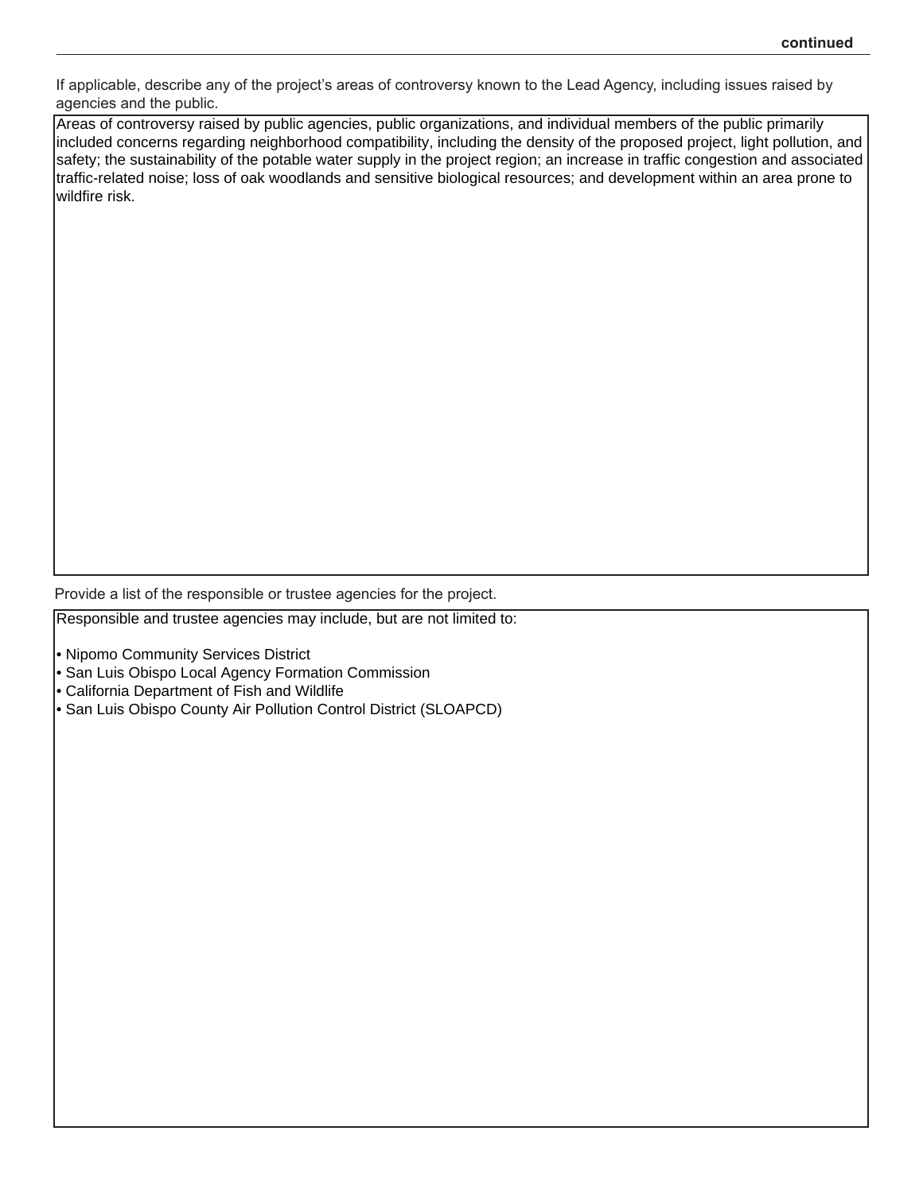If applicable, describe any of the project's areas of controversy known to the Lead Agency, including issues raised by agencies and the public.

Areas of controversy raised by public agencies, public organizations, and individual members of the public primarily included concerns regarding neighborhood compatibility, including the density of the proposed project, light pollution, and safety; the sustainability of the potable water supply in the project region; an increase in traffic congestion and associated traffic-related noise; loss of oak woodlands and sensitive biological resources; and development within an area prone to wildfire risk.

Provide a list of the responsible or trustee agencies for the project.

Responsible and trustee agencies may include, but are not limited to:

- Nipomo Community Services District
- San Luis Obispo Local Agency Formation Commission
- California Department of Fish and Wildlife
- San Luis Obispo County Air Pollution Control District (SLOAPCD)